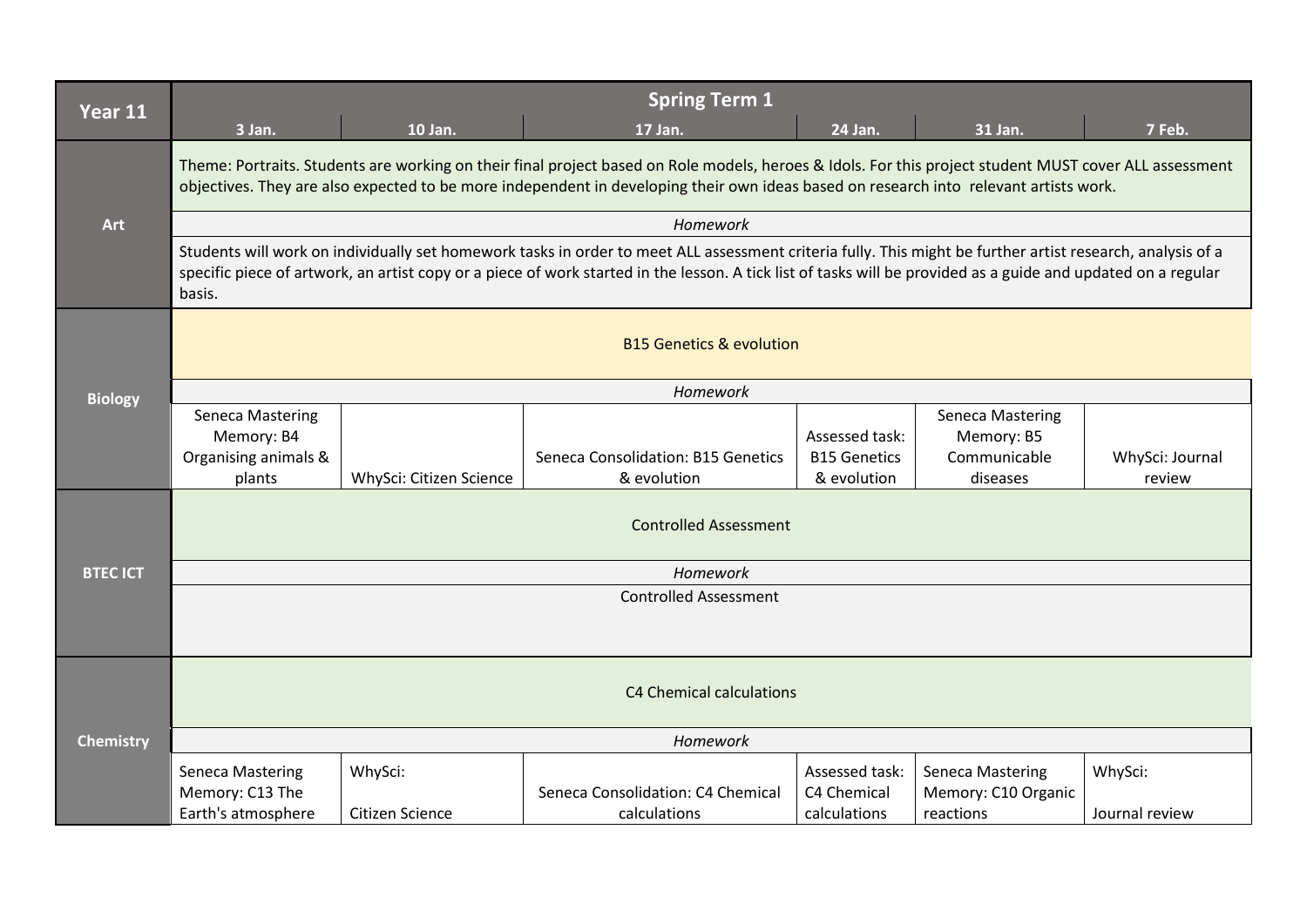| Year 11 | Spring Term 1 | | | | | |
|---|---|---|---|---|---|---|
| | 3 Jan. | 10 Jan. | 17 Jan. | 24 Jan. | 31 Jan. | 7 Feb. |
| **Art** | Theme: Portraits. Students are working on their final project based on Role models, heroes & Idols. For this project student MUST cover ALL assessment objectives. They are also expected to be more independent in developing their own ideas based on research into relevant artists work. | | | | | |
| | *Homework* | | | | | |
| | Students will work on individually set homework tasks in order to meet ALL assessment criteria fully. This might be further artist research, analysis of a specific piece of artwork, an artist copy or a piece of work started in the lesson. A tick list of tasks will be provided as a guide and updated on a regular basis. | | | | | |
| **Biology** | B15 Genetics & evolution | | | | | |
| | *Homework* | | | | | |
| | Seneca Mastering Memory: B4 Organising animals & plants | WhySci: Citizen Science | Seneca Consolidation: B15 Genetics & evolution | Assessed task: B15 Genetics & evolution | Seneca Mastering Memory: B5 Communicable diseases | WhySci: Journal review |
| **BTEC ICT** | Controlled Assessment | | | | | |
| | *Homework* | | | | | |
| | Controlled Assessment | | | | | |
| **Chemistry** | C4 Chemical calculations | | | | | |
| | *Homework* | | | | | |
| | Seneca Mastering Memory: C13 The Earth's atmosphere | WhySci: Citizen Science | Seneca Consolidation: C4 Chemical calculations | Assessed task: C4 Chemical calculations | Seneca Mastering Memory: C10 Organic reactions | WhySci: Journal review |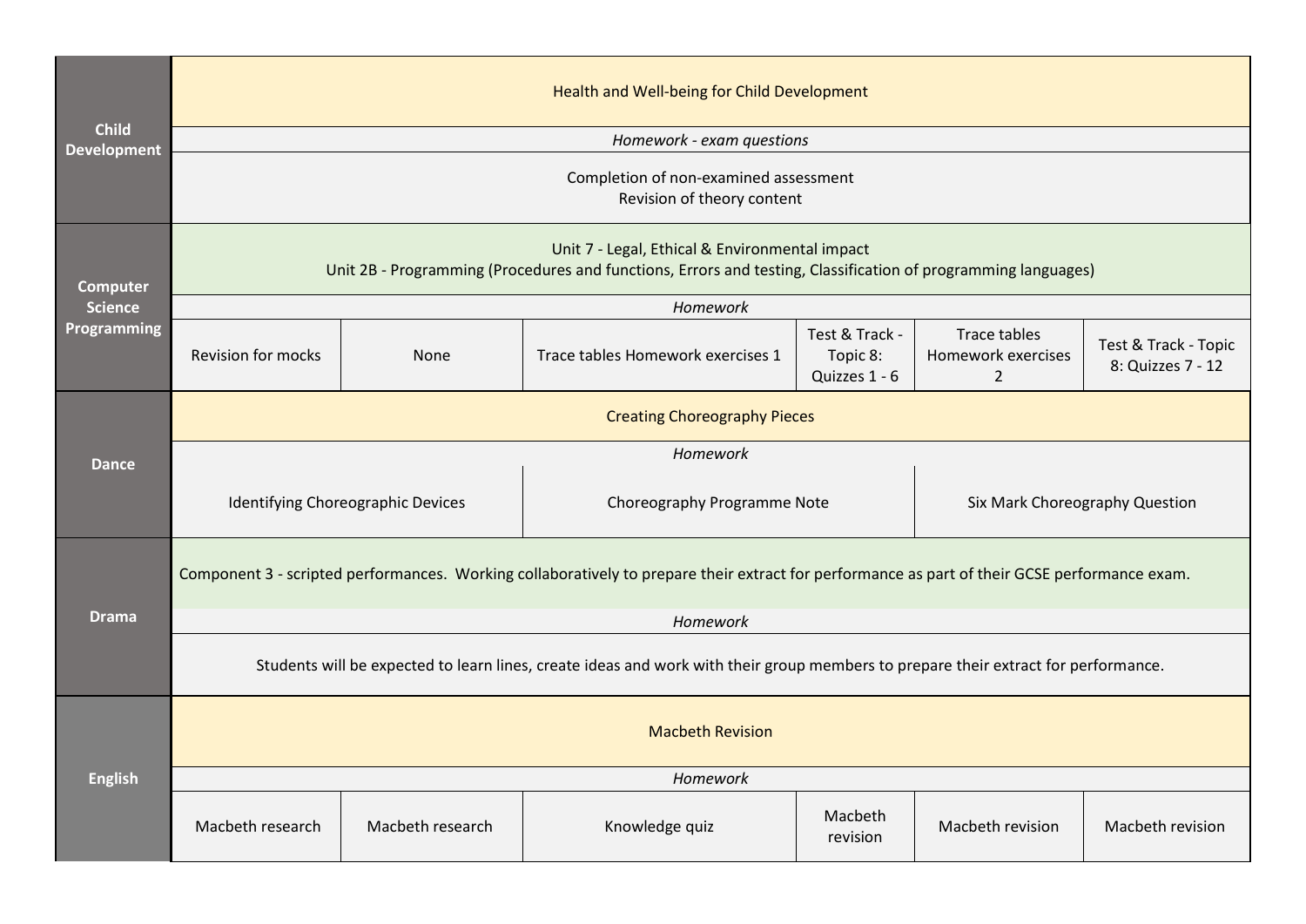| Subject | | | | | | |
|---|---|---|---|---|---|---|
| **Child Development** | Health and Well-being for Child Development | | | | | |
| | *Homework - exam questions* | | | | | |
| | Completion of non-examined assessment<br>Revision of theory content | | | | | |
| **Computer Science Programming** | Unit 7 - Legal, Ethical & Environmental impact<br>Unit 2B - Programming (Procedures and functions, Errors and testing, Classification of programming languages) | | | | | |
| | *Homework* | | | | | |
| | Revision for mocks | None | Trace tables Homework exercises 1 | Test & Track - Topic 8: Quizzes 1 - 6 | Trace tables Homework exercises 2 | Test & Track - Topic 8: Quizzes 7 - 12 |
| **Dance** | Creating Choreography Pieces | | | | | |
| | *Homework* | | | | | |
| | Identifying Choreographic Devices | | Choreography Programme Note | | Six Mark Choreography Question | |
| **Drama** | Component 3 - scripted performances. Working collaboratively to prepare their extract for performance as part of their GCSE performance exam. | | | | | |
| | *Homework* | | | | | |
| | Students will be expected to learn lines, create ideas and work with their group members to prepare their extract for performance. | | | | | |
| **English** | Macbeth Revision | | | | | |
| | *Homework* | | | | | |
| | Macbeth research | Macbeth research | Knowledge quiz | Macbeth revision | Macbeth revision | Macbeth revision |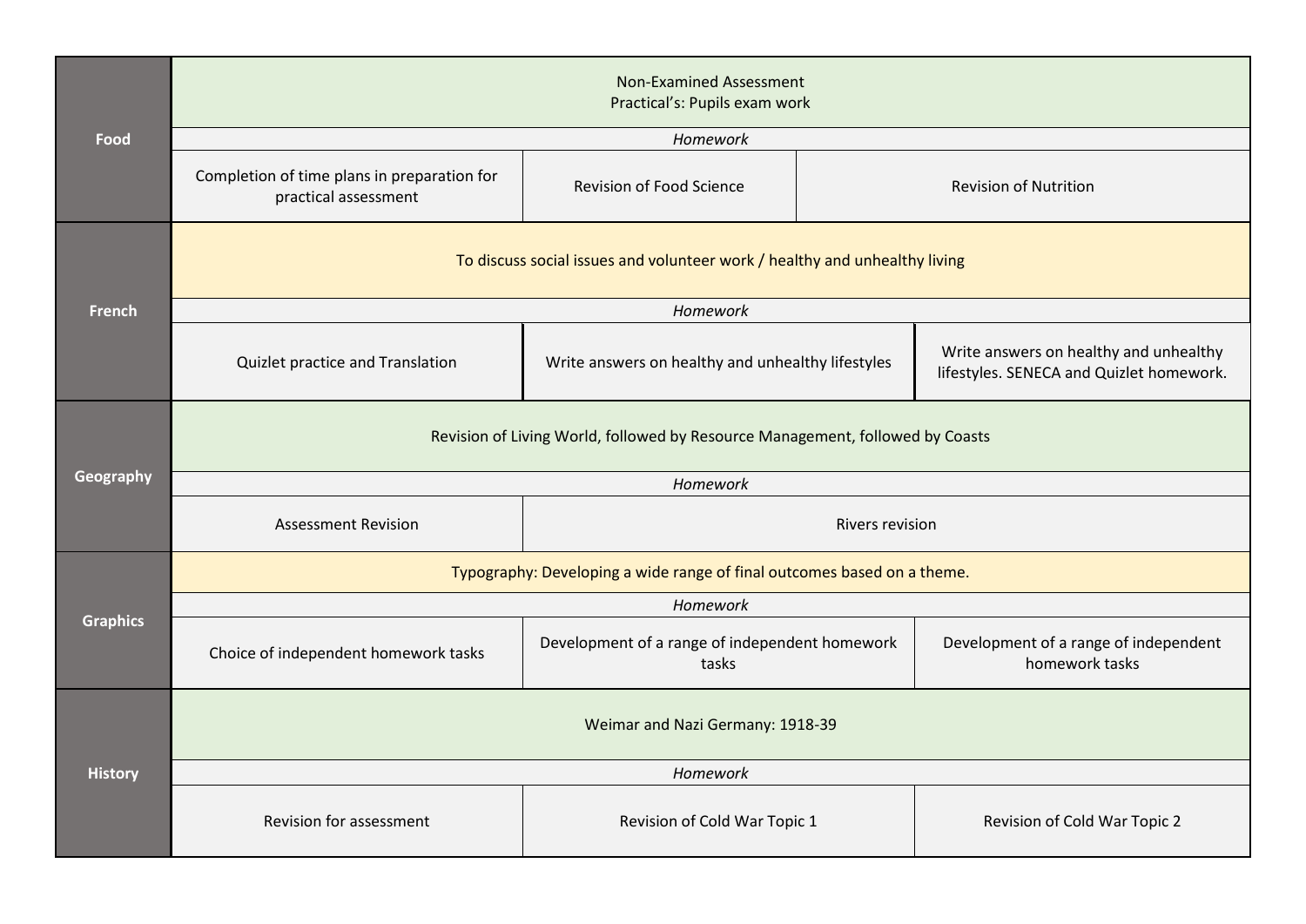| Subject | | | |
|---|---|---|---|
| **Food** | Non-Examined Assessment<br>Practical's: Pupils exam work | | |
| | *Homework* | | |
| | Completion of time plans in preparation for practical assessment | Revision of Food Science | Revision of Nutrition |
| **French** | To discuss social issues and volunteer work / healthy and unhealthy living | | |
| | *Homework* | | |
| | Quizlet practice and Translation | Write answers on healthy and unhealthy lifestyles | Write answers on healthy and unhealthy lifestyles. SENECA and Quizlet homework. |
| **Geography** | Revision of Living World, followed by Resource Management, followed by Coasts | | |
| | *Homework* | | |
| | Assessment Revision | Rivers revision | |
| **Graphics** | Typography: Developing a wide range of final outcomes based on a theme. | | |
| | *Homework* | | |
| | Choice of independent homework tasks | Development of a range of independent homework tasks | Development of a range of independent homework tasks |
| **History** | Weimar and Nazi Germany: 1918-39 | | |
| | *Homework* | | |
| | Revision for assessment | Revision of Cold War Topic 1 | Revision of Cold War Topic 2 |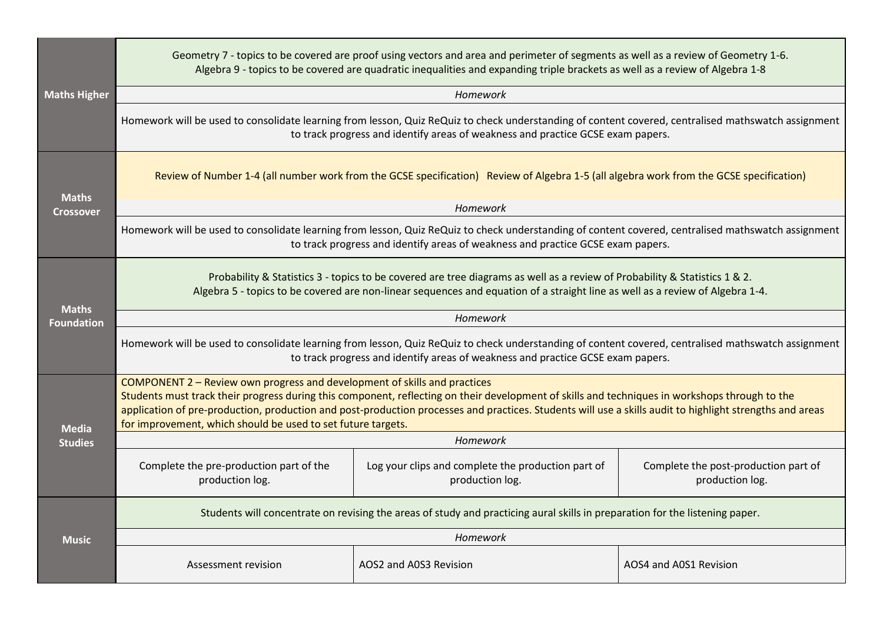| Subject | | | |
|---|---|---|---|
| **Maths Higher** | Geometry 7 - topics to be covered are proof using vectors and area and perimeter of segments as well as a review of Geometry 1-6.<br>Algebra 9 - topics to be covered are quadratic inequalities and expanding triple brackets as well as a review of Algebra 1-8 | | |
| | *Homework* | | |
| | Homework will be used to consolidate learning from lesson, Quiz ReQuiz to check understanding of content covered, centralised mathswatch assignment to track progress and identify areas of weakness and practice GCSE exam papers. | | |
| **Maths Crossover** | Review of Number 1-4 (all number work from the GCSE specification) Review of Algebra 1-5 (all algebra work from the GCSE specification) | | |
| | *Homework* | | |
| | Homework will be used to consolidate learning from lesson, Quiz ReQuiz to check understanding of content covered, centralised mathswatch assignment to track progress and identify areas of weakness and practice GCSE exam papers. | | |
| **Maths Foundation** | Probability & Statistics 3 - topics to be covered are tree diagrams as well as a review of Probability & Statistics 1 & 2.<br>Algebra 5 - topics to be covered are non-linear sequences and equation of a straight line as well as a review of Algebra 1-4. | | |
| | *Homework* | | |
| | Homework will be used to consolidate learning from lesson, Quiz ReQuiz to check understanding of content covered, centralised mathswatch assignment to track progress and identify areas of weakness and practice GCSE exam papers. | | |
| **Media Studies** | COMPONENT 2 – Review own progress and development of skills and practices<br>Students must track their progress during this component, reflecting on their development of skills and techniques in workshops through to the application of pre-production, production and post-production processes and practices. Students will use a skills audit to highlight strengths and areas for improvement, which should be used to set future targets. | | |
| | *Homework* | | |
| | Complete the pre-production part of the production log. | Log your clips and complete the production part of production log. | Complete the post-production part of production log. |
| **Music** | Students will concentrate on revising the areas of study and practicing aural skills in preparation for the listening paper. | | |
| | *Homework* | | |
| | Assessment revision | AOS2 and A0S3 Revision | AOS4 and A0S1 Revision |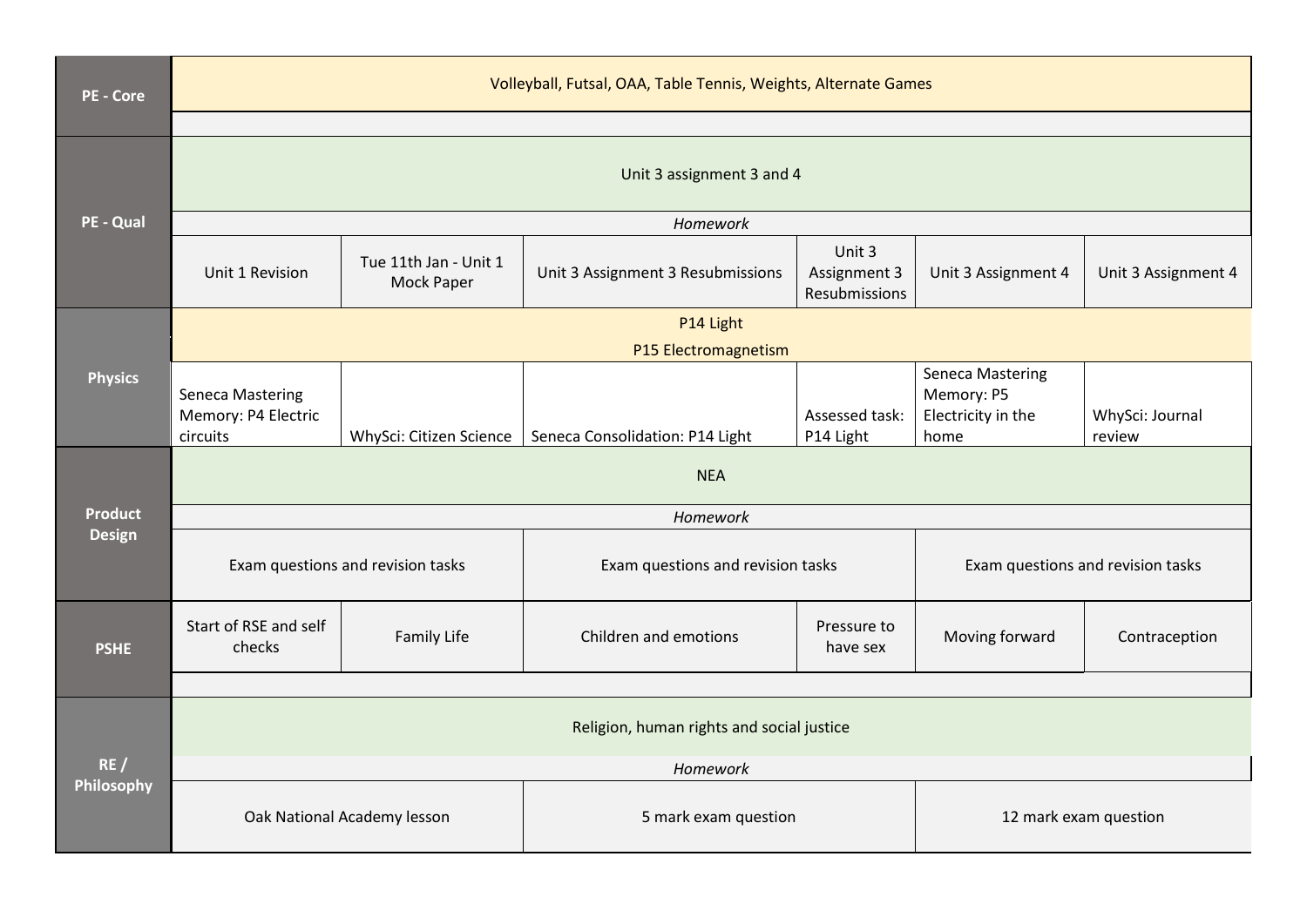| | | | | | | |
|---|---|---|---|---|---|---|
| **PE - Core** | Volleyball, Futsal, OAA, Table Tennis, Weights, Alternate Games | | | | | |
| | | | | | | |
| **PE - Qual** | Unit 3 assignment 3 and 4 | | | | | |
| | *Homework* | | | | | |
| | Unit 1 Revision | Tue 11th Jan - Unit 1 Mock Paper | Unit 3 Assignment 3 Resubmissions | Unit 3 Assignment 3 Resubmissions | Unit 3 Assignment 4 | Unit 3 Assignment 4 |
| **Physics** | P14 Light<br>P15 Electromagnetism | | | | | |
| | Seneca Mastering Memory: P4 Electric circuits | WhySci: Citizen Science | Seneca Consolidation: P14 Light | Assessed task: P14 Light | Seneca Mastering Memory: P5 Electricity in the home | WhySci: Journal review |
| **Product Design** | NEA | | | | | |
| | *Homework* | | | | | |
| | Exam questions and revision tasks | | Exam questions and revision tasks | | Exam questions and revision tasks | |
| **PSHE** | Start of RSE and self checks | Family Life | Children and emotions | Pressure to have sex | Moving forward | Contraception |
| | | | | | | |
| **RE / Philosophy** | Religion, human rights and social justice | | | | | |
| | *Homework* | | | | | |
| | Oak National Academy lesson | | 5 mark exam question | | 12 mark exam question | |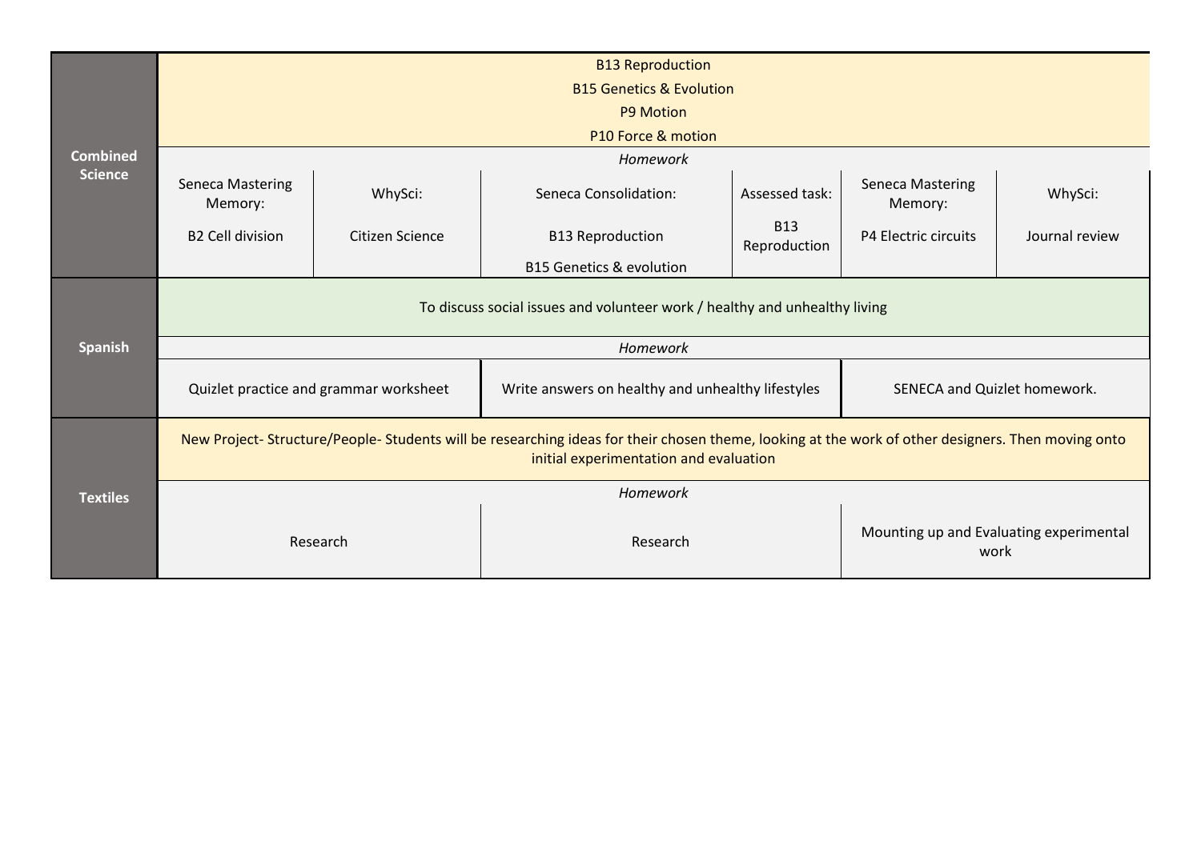| | | | | | | |
|---|---|---|---|---|---|---|
| **Combined Science** | B13 Reproduction<br>B15 Genetics & Evolution<br>P9 Motion<br>P10 Force & motion | | | | | |
| | *Homework* | | | | | |
| | Seneca Mastering Memory:<br><br>B2 Cell division | WhySci:<br><br>Citizen Science | Seneca Consolidation:<br><br>B13 Reproduction<br>B15 Genetics & evolution | Assessed task:<br><br>B13 Reproduction | Seneca Mastering Memory:<br><br>P4 Electric circuits | WhySci:<br><br>Journal review |
| **Spanish** | To discuss social issues and volunteer work / healthy and unhealthy living | | | | | |
| | *Homework* | | | | | |
| | Quizlet practice and grammar worksheet | | Write answers on healthy and unhealthy lifestyles | | SENECA and Quizlet homework. | |
| **Textiles** | New Project- Structure/People- Students will be researching ideas for their chosen theme, looking at the work of other designers. Then moving onto initial experimentation and evaluation | | | | | |
| | *Homework* | | | | | |
| | Research | | Research | | Mounting up and Evaluating experimental work | |